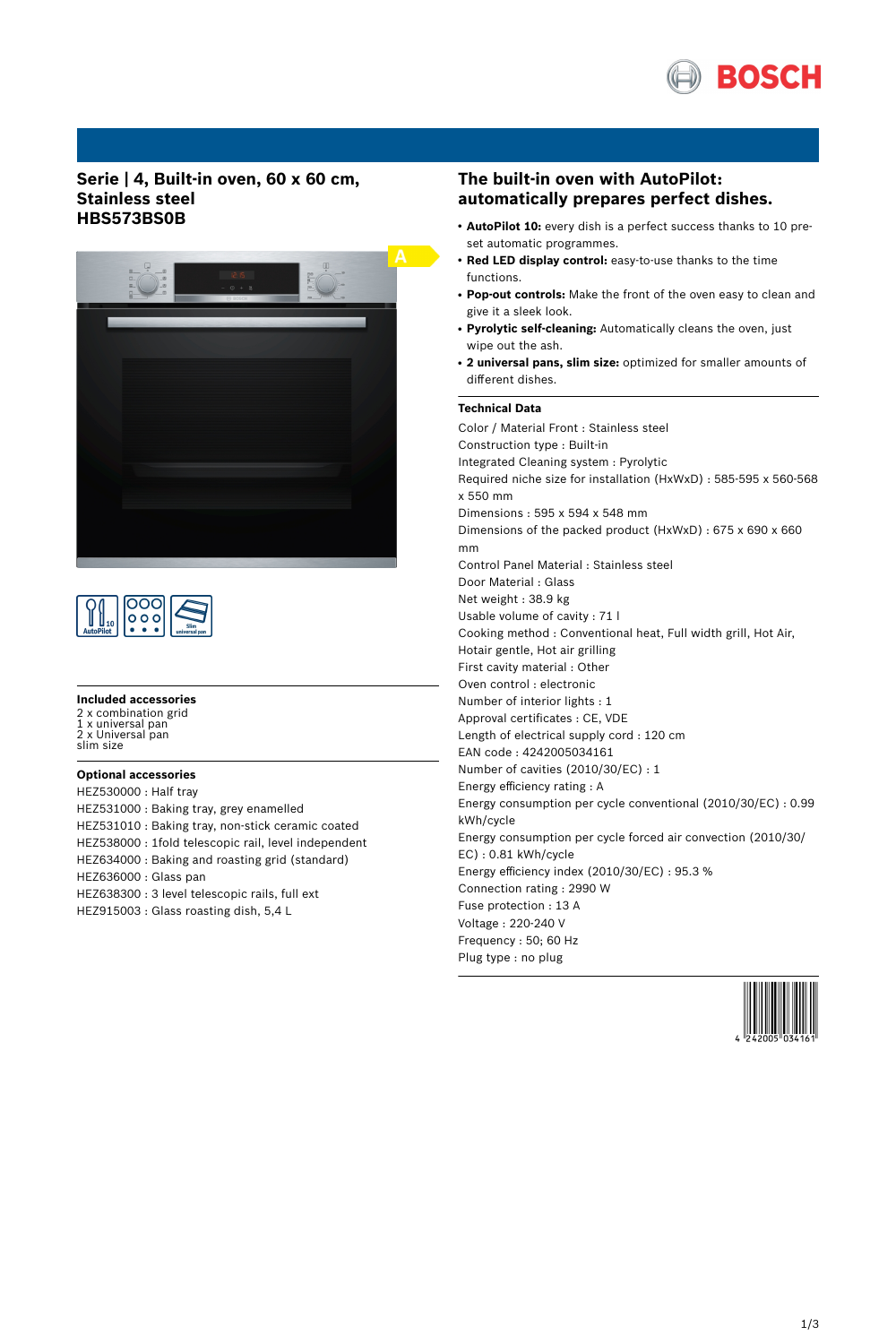# Serie | 4, Built-in oven, 60 x 60 cm, Stainless steel
## HBS573BS0B

A

AutoPilot 10

Slim universal pan

### Included accessories

2 x combination grid
1 x universal pan
2 x Universal pan
slim size

### Optional accessories

HEZ530000 : Half tray
HEZ531000 : Baking tray, grey enamelled
HEZ531010 : Baking tray, non-stick ceramic coated
HEZ538000 : 1fold telescopic rail, level independent
HEZ634000 : Baking and roasting grid (standard)
HEZ636000 : Glass pan
HEZ638300 : 3 level telescopic rails, full ext
HEZ915003 : Glass roasting dish, 5,4 L

## The built-in oven with AutoPilot: automatically prepares perfect dishes.

- **AutoPilot 10:** every dish is a perfect success thanks to 10 pre-set automatic programmes.
- **Red LED display control:** easy-to-use thanks to the time functions.
- **Pop-out controls:** Make the front of the oven easy to clean and give it a sleek look.
- **Pyrolytic self-cleaning:** Automatically cleans the oven, just wipe out the ash.
- **2 universal pans, slim size:** optimized for smaller amounts of different dishes.

### Technical Data

Color / Material Front : Stainless steel
Construction type : Built-in
Integrated Cleaning system : Pyrolytic
Required niche size for installation (HxWxD) : 585-595 x 560-568 x 550 mm
Dimensions : 595 x 594 x 548 mm
Dimensions of the packed product (HxWxD) : 675 x 690 x 660 mm
Control Panel Material : Stainless steel
Door Material : Glass
Net weight : 38.9 kg
Usable volume of cavity : 71 l
Cooking method : Conventional heat, Full width grill, Hot Air, Hotair gentle, Hot air grilling
First cavity material : Other
Oven control : electronic
Number of interior lights : 1
Approval certificates : CE, VDE
Length of electrical supply cord : 120 cm
EAN code : 4242005034161
Number of cavities (2010/30/EC) : 1
Energy efficiency rating : A
Energy consumption per cycle conventional (2010/30/EC) : 0.99 kWh/cycle
Energy consumption per cycle forced air convection (2010/30/EC) : 0.81 kWh/cycle
Energy efficiency index (2010/30/EC) : 95.3 %
Connection rating : 2990 W
Fuse protection : 13 A
Voltage : 220-240 V
Frequency : 50; 60 Hz
Plug type : no plug

4 242005 034161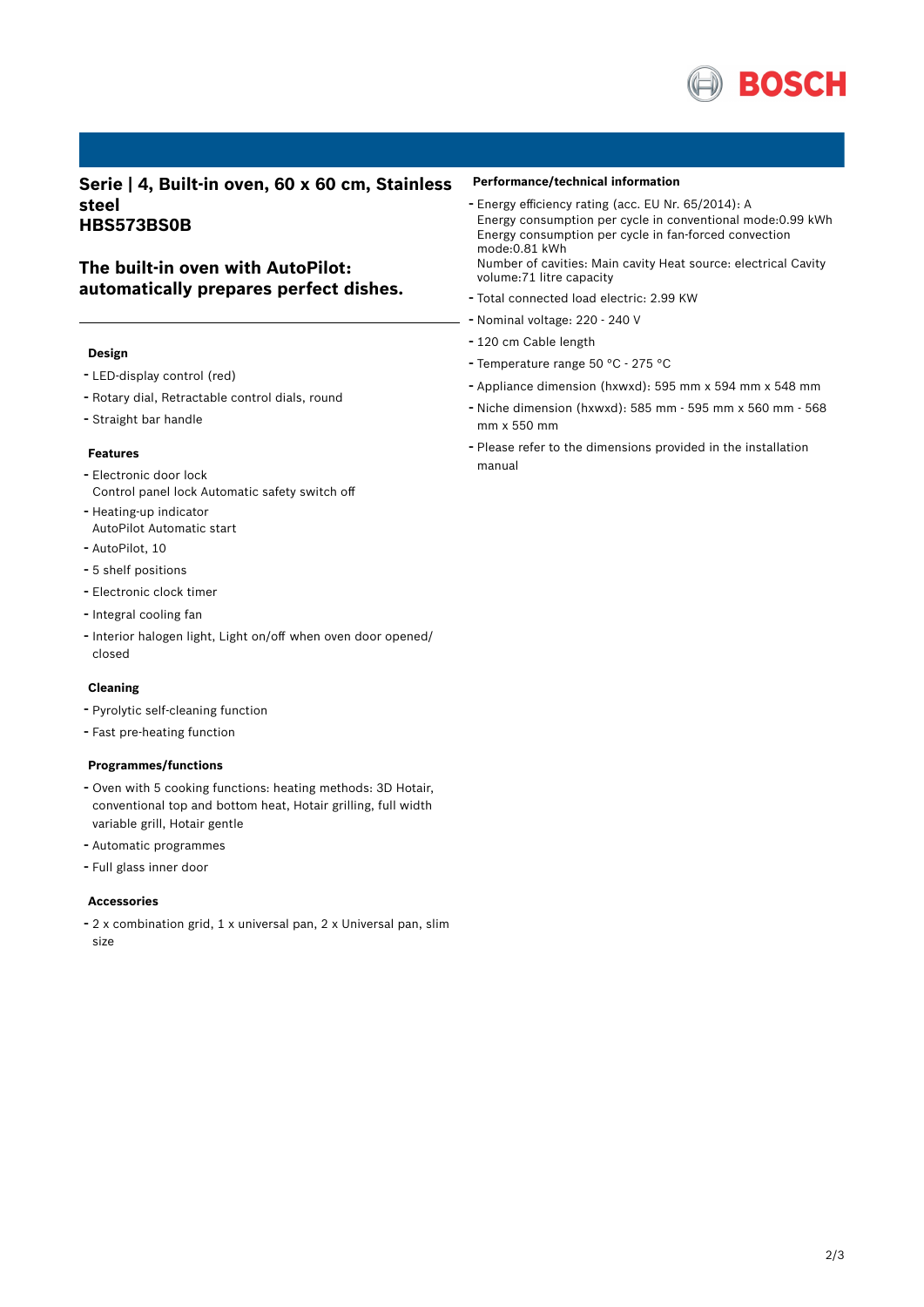## Serie | 4, Built-in oven, 60 x 60 cm, Stainless steel
## HBS573BS0B

## The built-in oven with AutoPilot: automatically prepares perfect dishes.

### Design

- LED-display control (red)
- Rotary dial, Retractable control dials, round
- Straight bar handle

### Features

- Electronic door lock
  Control panel lock Automatic safety switch off
- Heating-up indicator
  AutoPilot Automatic start
- AutoPilot, 10
- 5 shelf positions
- Electronic clock timer
- Integral cooling fan
- Interior halogen light, Light on/off when oven door opened/ closed

### Cleaning

- Pyrolytic self-cleaning function
- Fast pre-heating function

### Programmes/functions

- Oven with 5 cooking functions: heating methods: 3D Hotair, conventional top and bottom heat, Hotair grilling, full width variable grill, Hotair gentle
- Automatic programmes
- Full glass inner door

### Accessories

- 2 x combination grid, 1 x universal pan, 2 x Universal pan, slim size

### Performance/technical information

- Energy efficiency rating (acc. EU Nr. 65/2014): A
  Energy consumption per cycle in conventional mode:0.99 kWh
  Energy consumption per cycle in fan-forced convection mode:0.81 kWh
  Number of cavities: Main cavity Heat source: electrical Cavity volume:71 litre capacity
- Total connected load electric: 2.99 KW
- Nominal voltage: 220 - 240 V
- 120 cm Cable length
- Temperature range 50 °C - 275 °C
- Appliance dimension (hxwxd): 595 mm x 594 mm x 548 mm
- Niche dimension (hxwxd): 585 mm - 595 mm x 560 mm - 568 mm x 550 mm
- Please refer to the dimensions provided in the installation manual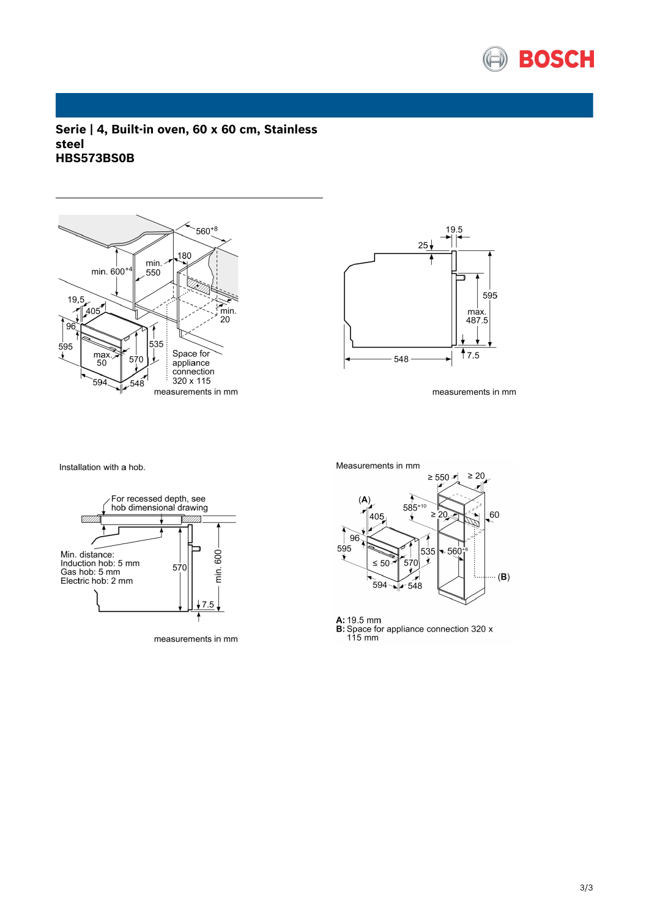**Serie | 4, Built-in oven, 60 x 60 cm, Stainless steel**
**HBS573BS0B**

$560^{+8}$

min. $600^{+4}$

min. 550

180

19,5

405

96

595

max. 50

570

535

min. 20

594

548

Space for appliance connection 320 x 115

measurements in mm

19.5

25

595

max. 487.5

548

7.5

measurements in mm

Installation with a hob.

For recessed depth, see hob dimensional drawing

Min. distance:
Induction hob: 5 mm
Gas hob: 5 mm
Electric hob: 2 mm

570

min. 600

7.5

measurements in mm

Measurements in mm

≥ 550

≥ 20

(A)

405

$585^{+10}$

≥ 20

60

96

595

≤ 50

570

535

$560^{+8}$

(B)

594

548

**A:** 19.5 mm
**B:** Space for appliance connection 320 x 115 mm